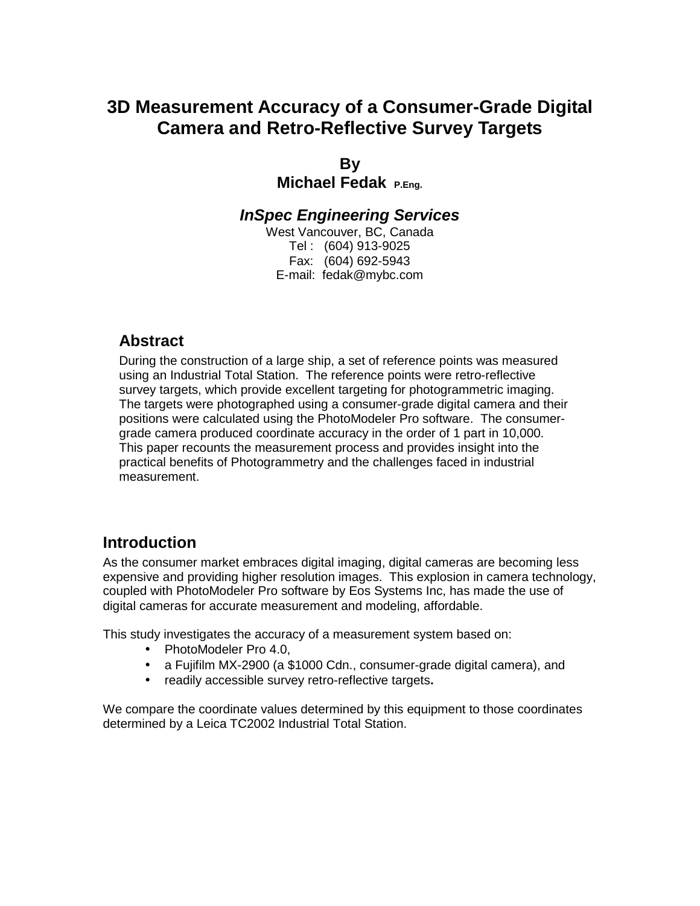# 3D Measurement Accuracy of a Consumer-Grade Digital Camera and Retro-Reflective Survey Targets

**By**
**Michael Fedak** **P.Eng.**

***InSpec Engineering Services***
West Vancouver, BC, Canada
Tel : (604) 913-9025
Fax: (604) 692-5943
E-mail: fedak@mybc.com

## Abstract

During the construction of a large ship, a set of reference points was measured using an Industrial Total Station. The reference points were retro-reflective survey targets, which provide excellent targeting for photogrammetric imaging. The targets were photographed using a consumer-grade digital camera and their positions were calculated using the PhotoModeler Pro software. The consumer-grade camera produced coordinate accuracy in the order of 1 part in 10,000. This paper recounts the measurement process and provides insight into the practical benefits of Photogrammetry and the challenges faced in industrial measurement.

## Introduction

As the consumer market embraces digital imaging, digital cameras are becoming less expensive and providing higher resolution images. This explosion in camera technology, coupled with PhotoModeler Pro software by Eos Systems Inc, has made the use of digital cameras for accurate measurement and modeling, affordable.

This study investigates the accuracy of a measurement system based on:

- PhotoModeler Pro 4.0,
- a Fujifilm MX-2900 (a $1000 Cdn., consumer-grade digital camera), and
- readily accessible survey retro-reflective targets**.**

We compare the coordinate values determined by this equipment to those coordinates determined by a Leica TC2002 Industrial Total Station.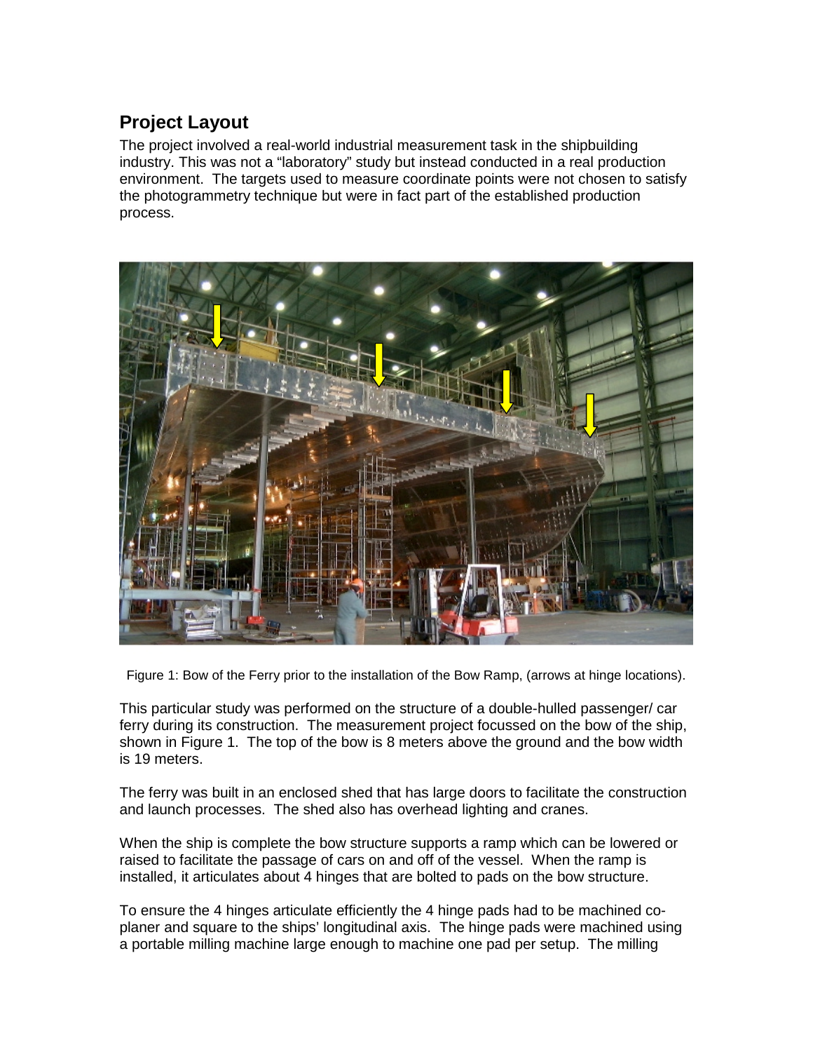## Project Layout

The project involved a real-world industrial measurement task in the shipbuilding industry. This was not a "laboratory" study but instead conducted in a real production environment. The targets used to measure coordinate points were not chosen to satisfy the photogrammetry technique but were in fact part of the established production process.

Figure 1: Bow of the Ferry prior to the installation of the Bow Ramp, (arrows at hinge locations).

This particular study was performed on the structure of a double-hulled passenger/ car ferry during its construction. The measurement project focussed on the bow of the ship, shown in Figure 1. The top of the bow is 8 meters above the ground and the bow width is 19 meters.

The ferry was built in an enclosed shed that has large doors to facilitate the construction and launch processes. The shed also has overhead lighting and cranes.

When the ship is complete the bow structure supports a ramp which can be lowered or raised to facilitate the passage of cars on and off of the vessel. When the ramp is installed, it articulates about 4 hinges that are bolted to pads on the bow structure.

To ensure the 4 hinges articulate efficiently the 4 hinge pads had to be machined co-planer and square to the ships' longitudinal axis. The hinge pads were machined using a portable milling machine large enough to machine one pad per setup. The milling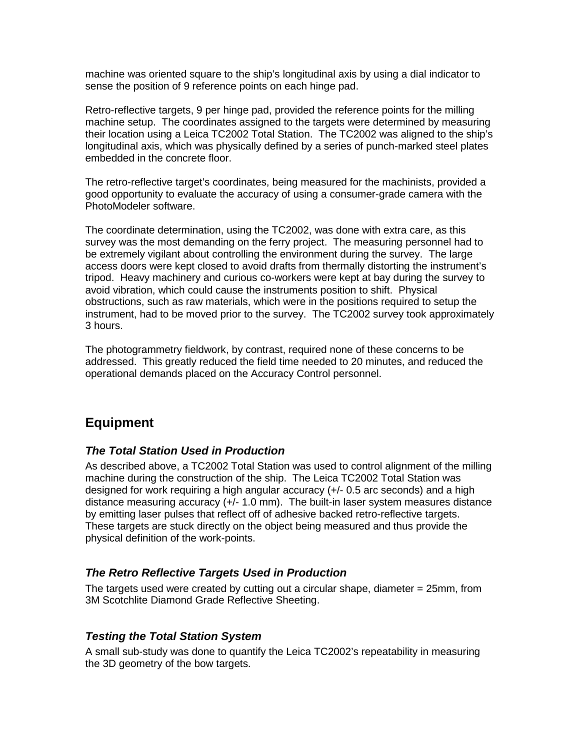machine was oriented square to the ship's longitudinal axis by using a dial indicator to sense the position of 9 reference points on each hinge pad.

Retro-reflective targets, 9 per hinge pad, provided the reference points for the milling machine setup. The coordinates assigned to the targets were determined by measuring their location using a Leica TC2002 Total Station. The TC2002 was aligned to the ship's longitudinal axis, which was physically defined by a series of punch-marked steel plates embedded in the concrete floor.

The retro-reflective target's coordinates, being measured for the machinists, provided a good opportunity to evaluate the accuracy of using a consumer-grade camera with the PhotoModeler software.

The coordinate determination, using the TC2002, was done with extra care, as this survey was the most demanding on the ferry project. The measuring personnel had to be extremely vigilant about controlling the environment during the survey. The large access doors were kept closed to avoid drafts from thermally distorting the instrument's tripod. Heavy machinery and curious co-workers were kept at bay during the survey to avoid vibration, which could cause the instruments position to shift. Physical obstructions, such as raw materials, which were in the positions required to setup the instrument, had to be moved prior to the survey. The TC2002 survey took approximately 3 hours.

The photogrammetry fieldwork, by contrast, required none of these concerns to be addressed. This greatly reduced the field time needed to 20 minutes, and reduced the operational demands placed on the Accuracy Control personnel.

## Equipment

### *The Total Station Used in Production*

As described above, a TC2002 Total Station was used to control alignment of the milling machine during the construction of the ship. The Leica TC2002 Total Station was designed for work requiring a high angular accuracy (+/- 0.5 arc seconds) and a high distance measuring accuracy (+/- 1.0 mm). The built-in laser system measures distance by emitting laser pulses that reflect off of adhesive backed retro-reflective targets. These targets are stuck directly on the object being measured and thus provide the physical definition of the work-points.

### *The Retro Reflective Targets Used in Production*

The targets used were created by cutting out a circular shape, diameter = 25mm, from 3M Scotchlite Diamond Grade Reflective Sheeting.

### *Testing the Total Station System*

A small sub-study was done to quantify the Leica TC2002's repeatability in measuring the 3D geometry of the bow targets.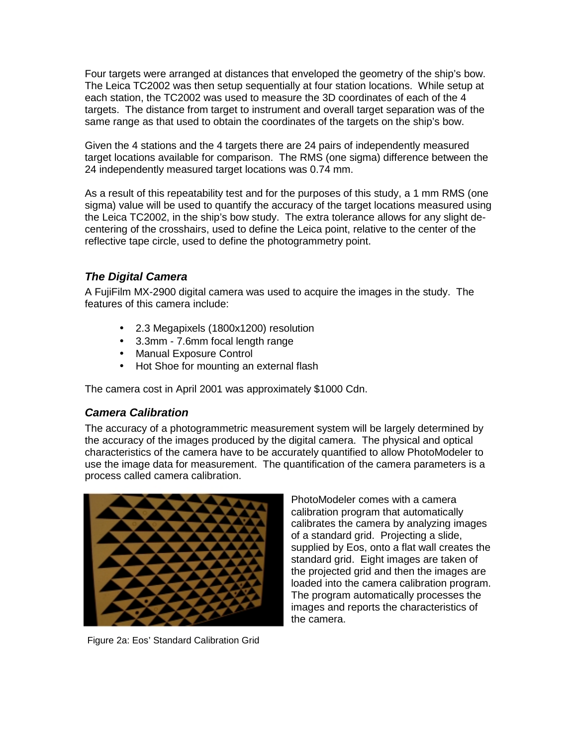Four targets were arranged at distances that enveloped the geometry of the ship's bow. The Leica TC2002 was then setup sequentially at four station locations. While setup at each station, the TC2002 was used to measure the 3D coordinates of each of the 4 targets. The distance from target to instrument and overall target separation was of the same range as that used to obtain the coordinates of the targets on the ship's bow.

Given the 4 stations and the 4 targets there are 24 pairs of independently measured target locations available for comparison. The RMS (one sigma) difference between the 24 independently measured target locations was 0.74 mm.

As a result of this repeatability test and for the purposes of this study, a 1 mm RMS (one sigma) value will be used to quantify the accuracy of the target locations measured using the Leica TC2002, in the ship's bow study. The extra tolerance allows for any slight de-centering of the crosshairs, used to define the Leica point, relative to the center of the reflective tape circle, used to define the photogrammetry point.

### *The Digital Camera*

A FujiFilm MX-2900 digital camera was used to acquire the images in the study. The features of this camera include:

- 2.3 Megapixels (1800x1200) resolution
- 3.3mm - 7.6mm focal length range
- Manual Exposure Control
- Hot Shoe for mounting an external flash

The camera cost in April 2001 was approximately $1000 Cdn.

### *Camera Calibration*

The accuracy of a photogrammetric measurement system will be largely determined by the accuracy of the images produced by the digital camera. The physical and optical characteristics of the camera have to be accurately quantified to allow PhotoModeler to use the image data for measurement. The quantification of the camera parameters is a process called camera calibration.

PhotoModeler comes with a camera calibration program that automatically calibrates the camera by analyzing images of a standard grid. Projecting a slide, supplied by Eos, onto a flat wall creates the standard grid. Eight images are taken of the projected grid and then the images are loaded into the camera calibration program. The program automatically processes the images and reports the characteristics of the camera.

Figure 2a: Eos' Standard Calibration Grid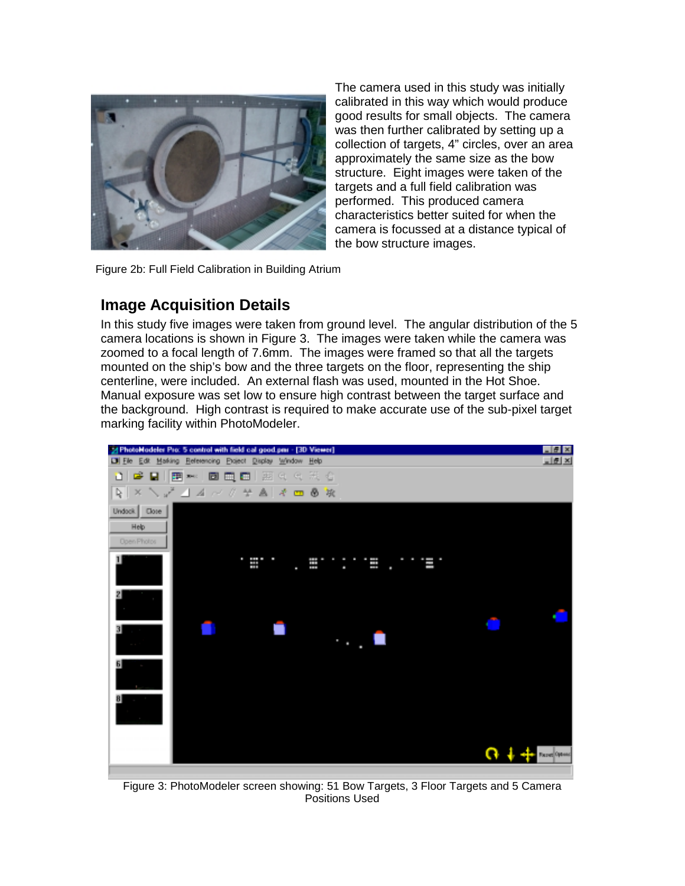The camera used in this study was initially calibrated in this way which would produce good results for small objects. The camera was then further calibrated by setting up a collection of targets, 4" circles, over an area approximately the same size as the bow structure. Eight images were taken of the targets and a full field calibration was performed. This produced camera characteristics better suited for when the camera is focussed at a distance typical of the bow structure images.

Figure 2b: Full Field Calibration in Building Atrium

## Image Acquisition Details

In this study five images were taken from ground level. The angular distribution of the 5 camera locations is shown in Figure 3. The images were taken while the camera was zoomed to a focal length of 7.6mm. The images were framed so that all the targets mounted on the ship's bow and the three targets on the floor, representing the ship centerline, were included. An external flash was used, mounted in the Hot Shoe. Manual exposure was set low to ensure high contrast between the target surface and the background. High contrast is required to make accurate use of the sub-pixel target marking facility within PhotoModeler.

Figure 3: PhotoModeler screen showing: 51 Bow Targets, 3 Floor Targets and 5 Camera Positions Used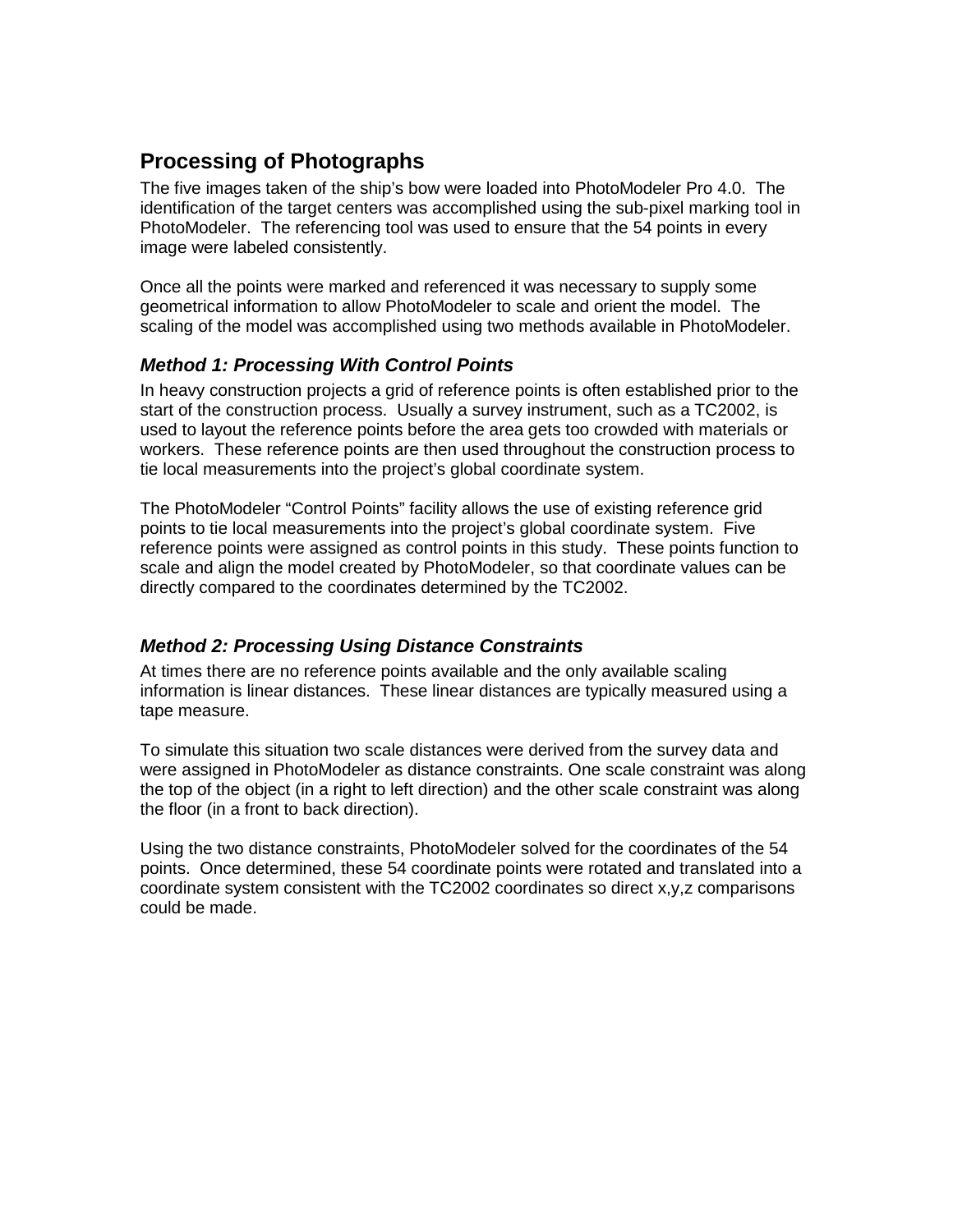## Processing of Photographs

The five images taken of the ship's bow were loaded into PhotoModeler Pro 4.0. The identification of the target centers was accomplished using the sub-pixel marking tool in PhotoModeler. The referencing tool was used to ensure that the 54 points in every image were labeled consistently.

Once all the points were marked and referenced it was necessary to supply some geometrical information to allow PhotoModeler to scale and orient the model. The scaling of the model was accomplished using two methods available in PhotoModeler.

### *Method 1: Processing With Control Points*

In heavy construction projects a grid of reference points is often established prior to the start of the construction process. Usually a survey instrument, such as a TC2002, is used to layout the reference points before the area gets too crowded with materials or workers. These reference points are then used throughout the construction process to tie local measurements into the project's global coordinate system.

The PhotoModeler "Control Points" facility allows the use of existing reference grid points to tie local measurements into the project's global coordinate system. Five reference points were assigned as control points in this study. These points function to scale and align the model created by PhotoModeler, so that coordinate values can be directly compared to the coordinates determined by the TC2002.

### *Method 2: Processing Using Distance Constraints*

At times there are no reference points available and the only available scaling information is linear distances. These linear distances are typically measured using a tape measure.

To simulate this situation two scale distances were derived from the survey data and were assigned in PhotoModeler as distance constraints. One scale constraint was along the top of the object (in a right to left direction) and the other scale constraint was along the floor (in a front to back direction).

Using the two distance constraints, PhotoModeler solved for the coordinates of the 54 points. Once determined, these 54 coordinate points were rotated and translated into a coordinate system consistent with the TC2002 coordinates so direct x,y,z comparisons could be made.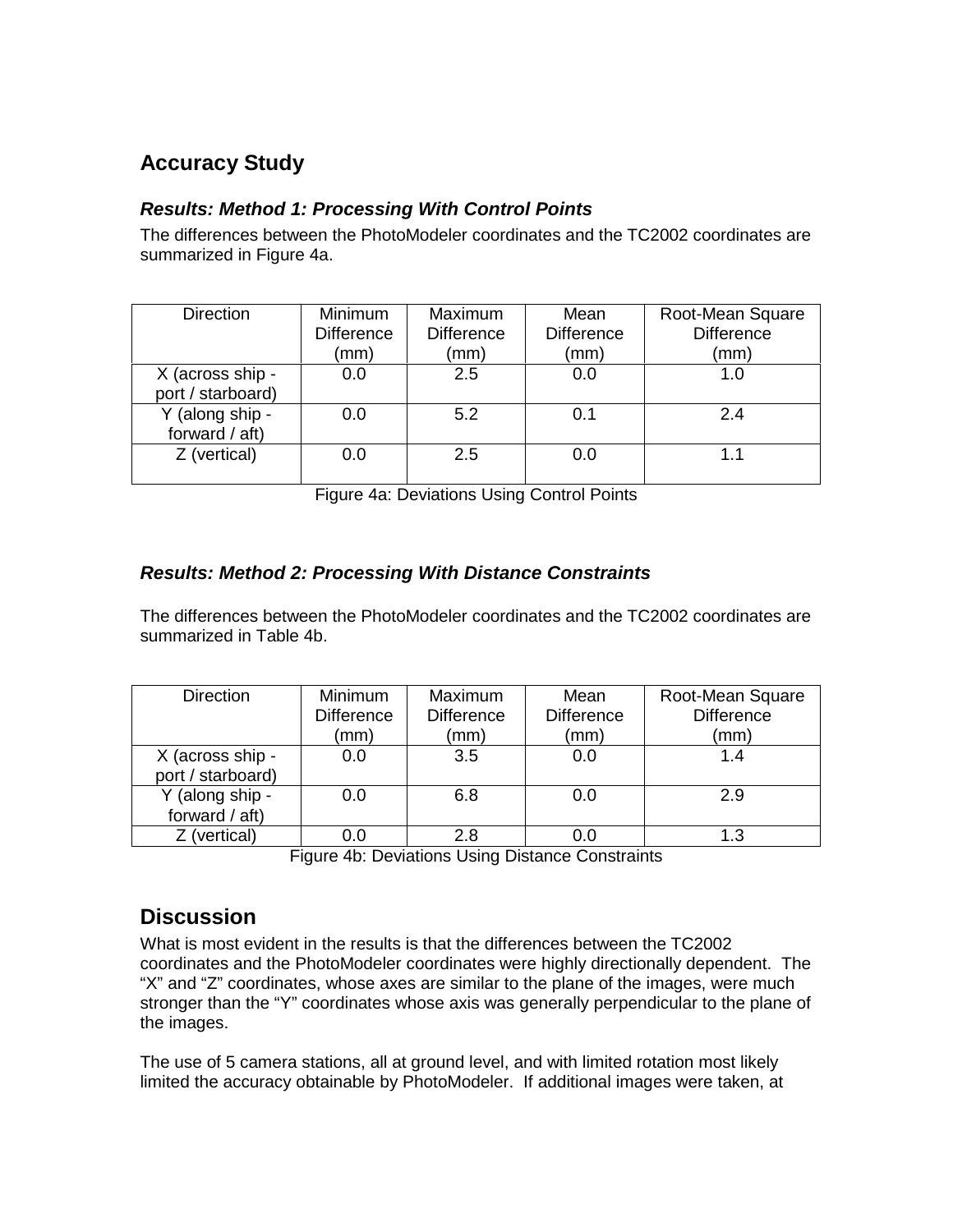## Accuracy Study

### *Results: Method 1: Processing With Control Points*

The differences between the PhotoModeler coordinates and the TC2002 coordinates are summarized in Figure 4a.

| Direction | Minimum Difference (mm) | Maximum Difference (mm) | Mean Difference (mm) | Root-Mean Square Difference (mm) |
|---|---|---|---|---|
| X (across ship - port / starboard) | 0.0 | 2.5 | 0.0 | 1.0 |
| Y (along ship - forward / aft) | 0.0 | 5.2 | 0.1 | 2.4 |
| Z (vertical) | 0.0 | 2.5 | 0.0 | 1.1 |

Figure 4a: Deviations Using Control Points

### *Results: Method 2: Processing With Distance Constraints*

The differences between the PhotoModeler coordinates and the TC2002 coordinates are summarized in Table 4b.

| Direction | Minimum Difference (mm) | Maximum Difference (mm) | Mean Difference (mm) | Root-Mean Square Difference (mm) |
|---|---|---|---|---|
| X (across ship - port / starboard) | 0.0 | 3.5 | 0.0 | 1.4 |
| Y (along ship - forward / aft) | 0.0 | 6.8 | 0.0 | 2.9 |
| Z (vertical) | 0.0 | 2.8 | 0.0 | 1.3 |

Figure 4b: Deviations Using Distance Constraints

## Discussion

What is most evident in the results is that the differences between the TC2002 coordinates and the PhotoModeler coordinates were highly directionally dependent. The "X" and "Z" coordinates, whose axes are similar to the plane of the images, were much stronger than the "Y" coordinates whose axis was generally perpendicular to the plane of the images.

The use of 5 camera stations, all at ground level, and with limited rotation most likely limited the accuracy obtainable by PhotoModeler. If additional images were taken, at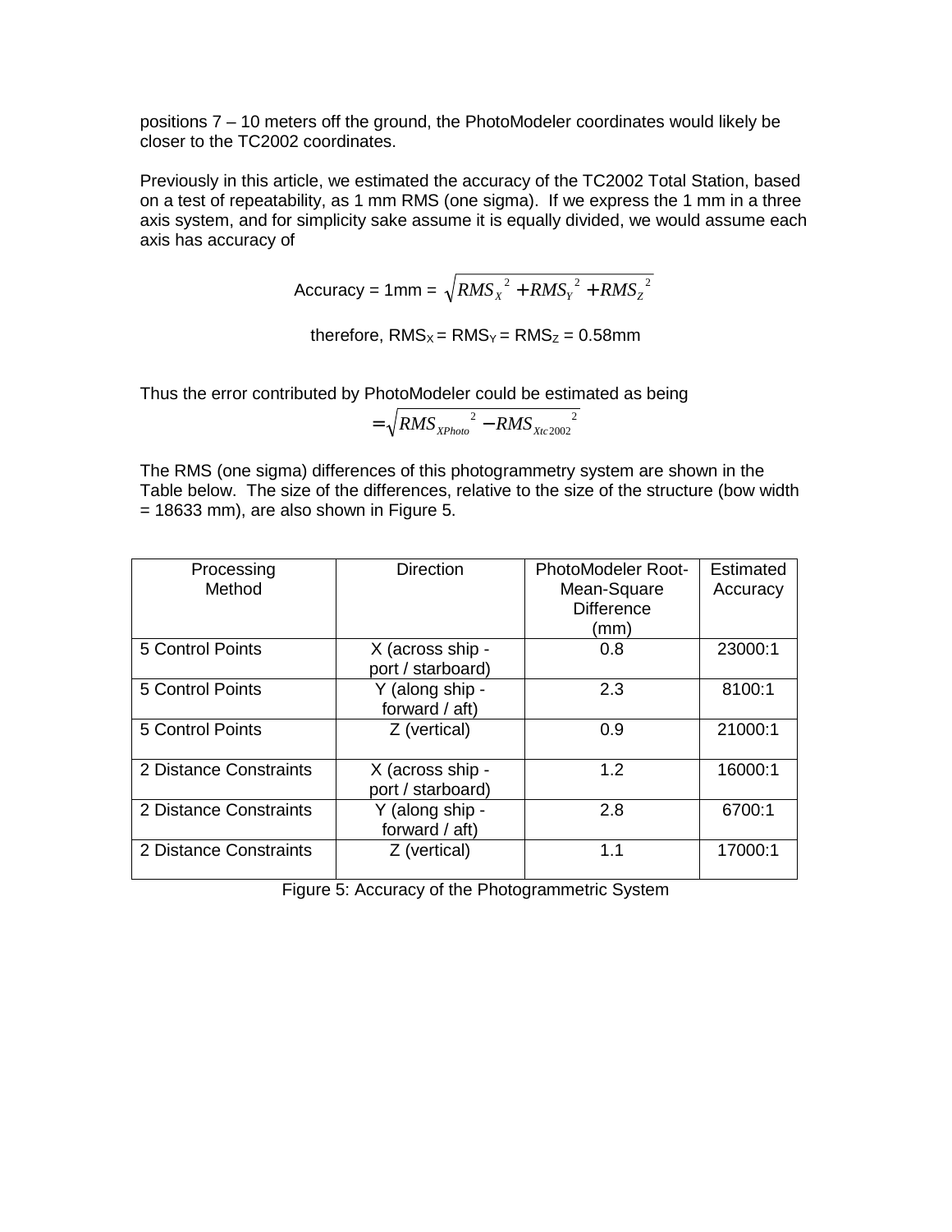positions 7 – 10 meters off the ground, the PhotoModeler coordinates would likely be closer to the TC2002 coordinates.

Previously in this article, we estimated the accuracy of the TC2002 Total Station, based on a test of repeatability, as 1 mm RMS (one sigma). If we express the 1 mm in a three axis system, and for simplicity sake assume it is equally divided, we would assume each axis has accuracy of

$$\text{Accuracy} = 1\text{mm} = \sqrt{RMS_X{}^2 + RMS_Y{}^2 + RMS_Z{}^2}$$

therefore, $RMS_X = RMS_Y = RMS_Z = 0.58\text{mm}$

Thus the error contributed by PhotoModeler could be estimated as being

$$= \sqrt{RMS_{XPhoto}{}^2 - RMS_{Xtc2002}{}^2}$$

The RMS (one sigma) differences of this photogrammetry system are shown in the Table below. The size of the differences, relative to the size of the structure (bow width = 18633 mm), are also shown in Figure 5.

| Processing Method | Direction | PhotoModeler Root-Mean-Square Difference (mm) | Estimated Accuracy |
|---|---|---|---|
| 5 Control Points | X (across ship - port / starboard) | 0.8 | 23000:1 |
| 5 Control Points | Y (along ship - forward / aft) | 2.3 | 8100:1 |
| 5 Control Points | Z (vertical) | 0.9 | 21000:1 |
| 2 Distance Constraints | X (across ship - port / starboard) | 1.2 | 16000:1 |
| 2 Distance Constraints | Y (along ship - forward / aft) | 2.8 | 6700:1 |
| 2 Distance Constraints | Z (vertical) | 1.1 | 17000:1 |

Figure 5: Accuracy of the Photogrammetric System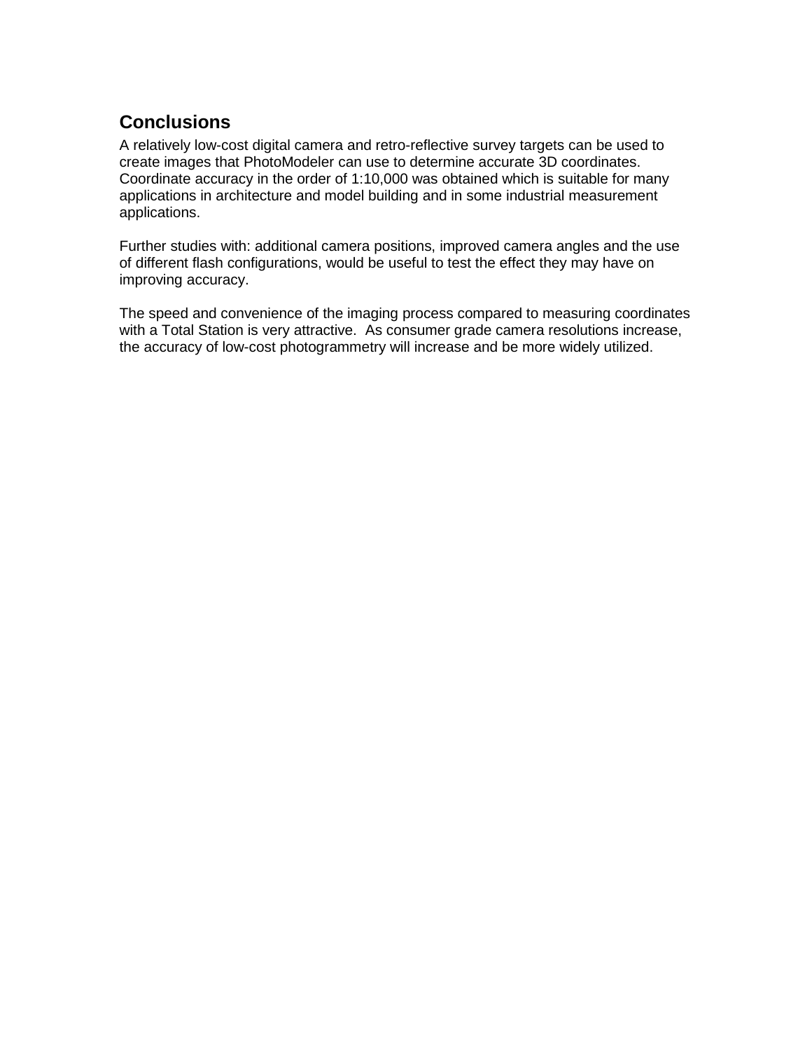## Conclusions

A relatively low-cost digital camera and retro-reflective survey targets can be used to create images that PhotoModeler can use to determine accurate 3D coordinates. Coordinate accuracy in the order of 1:10,000 was obtained which is suitable for many applications in architecture and model building and in some industrial measurement applications.

Further studies with: additional camera positions, improved camera angles and the use of different flash configurations, would be useful to test the effect they may have on improving accuracy.

The speed and convenience of the imaging process compared to measuring coordinates with a Total Station is very attractive. As consumer grade camera resolutions increase, the accuracy of low-cost photogrammetry will increase and be more widely utilized.